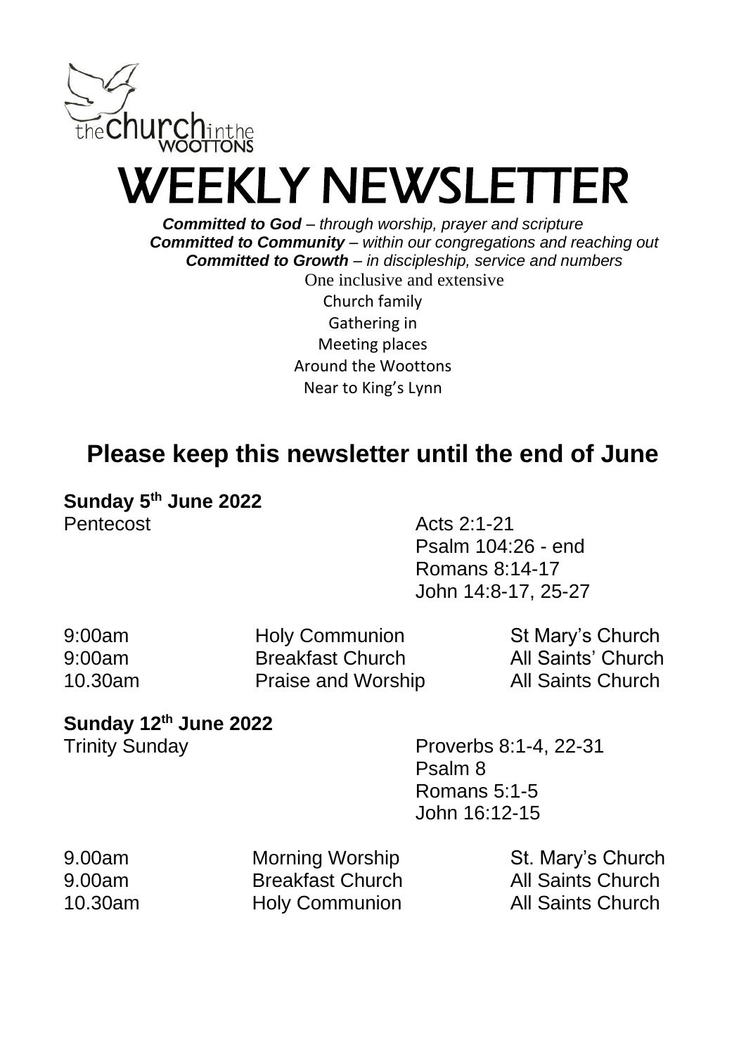the church in the WOOTTONS

# WEEKLY NEWSLETTER

***Committed to God** – through worship, prayer and scripture*
***Committed to Community** – within our congregations and reaching out*
***Committed to Growth** – in discipleship, service and numbers*

One inclusive and extensive
Church family
Gathering in
Meeting places
Around the Woottons
Near to King's Lynn

## Please keep this newsletter until the end of June

**Sunday 5th June 2022**

Pentecost

Acts 2:1-21
Psalm 104:26 - end
Romans 8:14-17
John 14:8-17, 25-27

| | | |
|---|---|---|
| 9:00am | Holy Communion | St Mary's Church |
| 9:00am | Breakfast Church | All Saints' Church |
| 10.30am | Praise and Worship | All Saints Church |

**Sunday 12th June 2022**

Trinity Sunday

Proverbs 8:1-4, 22-31
Psalm 8
Romans 5:1-5
John 16:12-15

| | | |
|---|---|---|
| 9.00am | Morning Worship | St. Mary's Church |
| 9.00am | Breakfast Church | All Saints Church |
| 10.30am | Holy Communion | All Saints Church |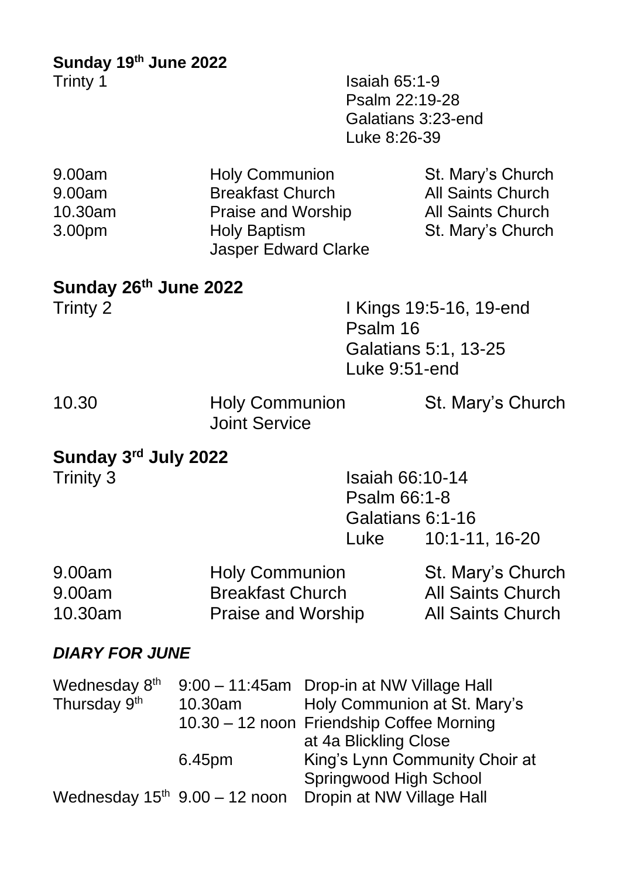**Sunday 19th June 2022**

Trinty 1

Isaiah 65:1-9
Psalm 22:19-28
Galatians 3:23-end
Luke 8:26-39

| | | |
|---|---|---|
| 9.00am | Holy Communion | St. Mary's Church |
| 9.00am | Breakfast Church | All Saints Church |
| 10.30am | Praise and Worship | All Saints Church |
| 3.00pm | Holy Baptism<br>Jasper Edward Clarke | St. Mary's Church |

**Sunday 26th June 2022**

Trinty 2

I Kings 19:5-16, 19-end
Psalm 16
Galatians 5:1, 13-25
Luke 9:51-end

| | | |
|---|---|---|
| 10.30 | Holy Communion<br>Joint Service | St. Mary's Church |

**Sunday 3rd July 2022**

Trinity 3

Isaiah 66:10-14
Psalm 66:1-8
Galatians 6:1-16
Luke 10:1-11, 16-20

| | | |
|---|---|---|
| 9.00am | Holy Communion | St. Mary's Church |
| 9.00am | Breakfast Church | All Saints Church |
| 10.30am | Praise and Worship | All Saints Church |

***DIARY FOR JUNE***

| | | |
|---|---|---|
| Wednesday 8th | 9:00 – 11:45am | Drop-in at NW Village Hall |
| Thursday 9th | 10.30am | Holy Communion at St. Mary's |
| | 10.30 – 12 noon | Friendship Coffee Morning at 4a Blickling Close |
| | 6.45pm | King's Lynn Community Choir at Springwood High School |
| Wednesday 15th | 9.00 – 12 noon | Dropin at NW Village Hall |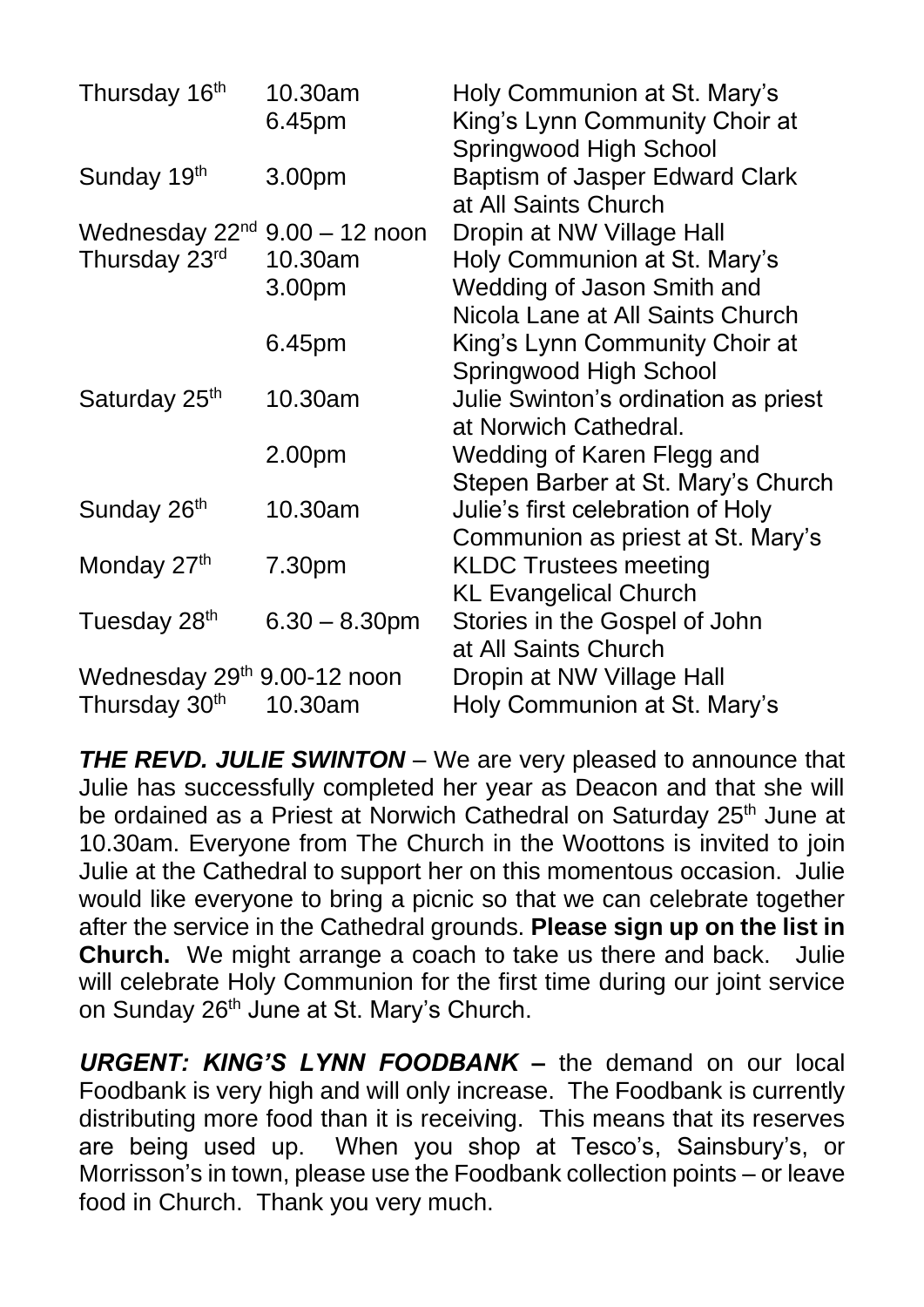| | | |
|---|---|---|
| Thursday 16th | 10.30am | Holy Communion at St. Mary's |
| | 6.45pm | King's Lynn Community Choir at Springwood High School |
| Sunday 19th | 3.00pm | Baptism of Jasper Edward Clark at All Saints Church |
| Wednesday 22nd | 9.00 – 12 noon | Dropin at NW Village Hall |
| Thursday 23rd | 10.30am | Holy Communion at St. Mary's |
| | 3.00pm | Wedding of Jason Smith and Nicola Lane at All Saints Church |
| | 6.45pm | King's Lynn Community Choir at Springwood High School |
| Saturday 25th | 10.30am | Julie Swinton's ordination as priest at Norwich Cathedral. |
| | 2.00pm | Wedding of Karen Flegg and Stepen Barber at St. Mary's Church |
| Sunday 26th | 10.30am | Julie's first celebration of Holy Communion as priest at St. Mary's |
| Monday 27th | 7.30pm | KLDC Trustees meeting KL Evangelical Church |
| Tuesday 28th | 6.30 – 8.30pm | Stories in the Gospel of John at All Saints Church |
| Wednesday 29th | 9.00-12 noon | Dropin at NW Village Hall |
| Thursday 30th | 10.30am | Holy Communion at St. Mary's |

***THE REVD. JULIE SWINTON*** – We are very pleased to announce that Julie has successfully completed her year as Deacon and that she will be ordained as a Priest at Norwich Cathedral on Saturday 25th June at 10.30am. Everyone from The Church in the Woottons is invited to join Julie at the Cathedral to support her on this momentous occasion. Julie would like everyone to bring a picnic so that we can celebrate together after the service in the Cathedral grounds. **Please sign up on the list in Church.** We might arrange a coach to take us there and back. Julie will celebrate Holy Communion for the first time during our joint service on Sunday 26th June at St. Mary's Church.

***URGENT: KING'S LYNN FOODBANK*** **–** the demand on our local Foodbank is very high and will only increase. The Foodbank is currently distributing more food than it is receiving. This means that its reserves are being used up. When you shop at Tesco's, Sainsbury's, or Morrisson's in town, please use the Foodbank collection points – or leave food in Church. Thank you very much.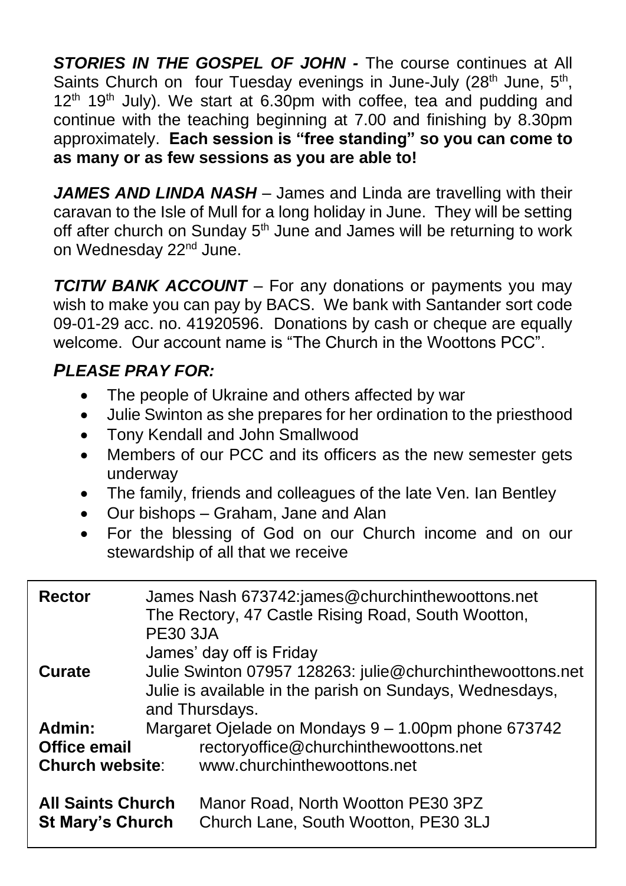***STORIES IN THE GOSPEL OF JOHN -*** The course continues at All Saints Church on four Tuesday evenings in June-July (28th June, 5th, 12th 19th July). We start at 6.30pm with coffee, tea and pudding and continue with the teaching beginning at 7.00 and finishing by 8.30pm approximately. **Each session is "free standing" so you can come to as many or as few sessions as you are able to!**

***JAMES AND LINDA NASH*** – James and Linda are travelling with their caravan to the Isle of Mull for a long holiday in June. They will be setting off after church on Sunday 5th June and James will be returning to work on Wednesday 22nd June.

***TCITW BANK ACCOUNT*** – For any donations or payments you may wish to make you can pay by BACS. We bank with Santander sort code 09-01-29 acc. no. 41920596. Donations by cash or cheque are equally welcome. Our account name is "The Church in the Woottons PCC".

***PLEASE PRAY FOR:***

- The people of Ukraine and others affected by war
- Julie Swinton as she prepares for her ordination to the priesthood
- Tony Kendall and John Smallwood
- Members of our PCC and its officers as the new semester gets underway
- The family, friends and colleagues of the late Ven. Ian Bentley
- Our bishops – Graham, Jane and Alan
- For the blessing of God on our Church income and on our stewardship of all that we receive

| | |
|---|---|
| **Rector** | James Nash 673742:james@churchinthewoottons.net<br>The Rectory, 47 Castle Rising Road, South Wootton, PE30 3JA<br>James' day off is Friday |
| **Curate** | Julie Swinton 07957 128263: julie@churchinthewoottons.net<br>Julie is available in the parish on Sundays, Wednesdays, and Thursdays. |
| **Admin:** | Margaret Ojelade on Mondays 9 – 1.00pm phone 673742 |
| **Office email** | rectoryoffice@churchinthewoottons.net |
| **Church website**: | www.churchinthewoottons.net |
| **All Saints Church** | Manor Road, North Wootton PE30 3PZ |
| **St Mary's Church** | Church Lane, South Wootton, PE30 3LJ |